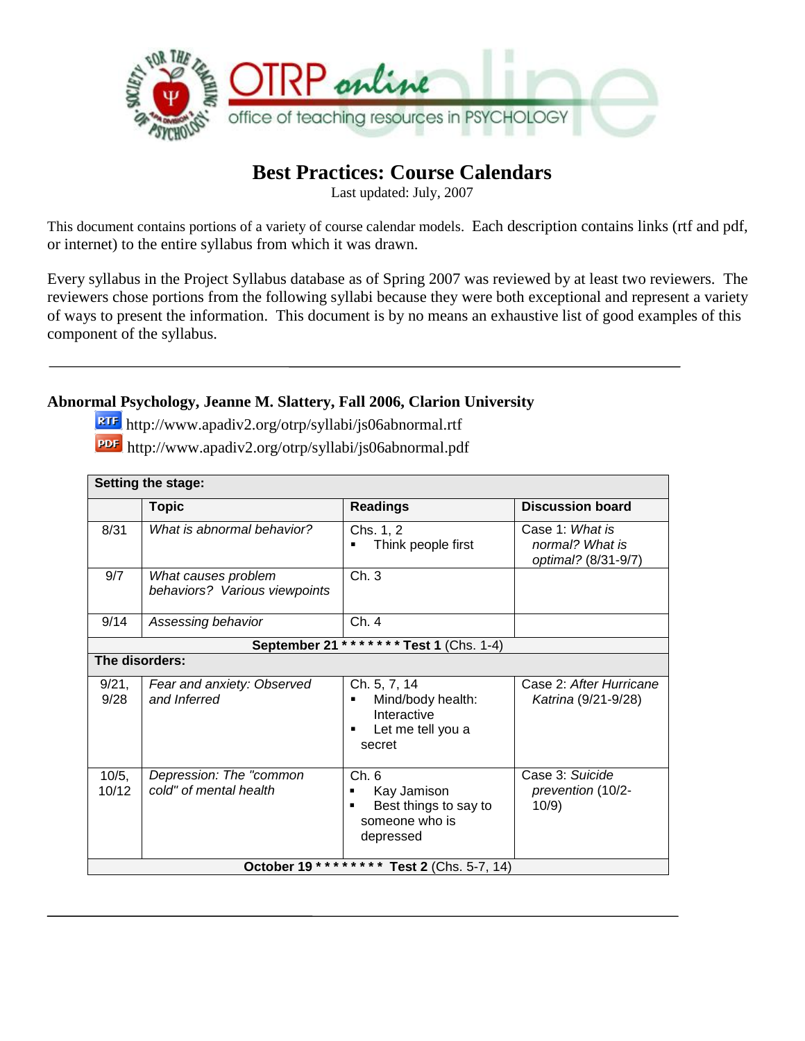# Best Practices: Course Calendars

Last updated: July, 2007

This document contains portions of a variety of course calendar models. Each description contains links (rtf and pdf, or internet) to the entire syllabus from which it was drawn.

Every syllabus in the Project Syllabus database as of Spring 2007 was reviewed by at least two reviewers. The reviewers chose portions from the following syllabi because they were both exceptional and represent a variety of ways to present the information. This document is by no means an exhaustive list of good examples of this component of the syllabus.

---

### Abnormal Psychology, Jeanne M. Slattery, Fall 2006, Clarion University

RTF http://www.apadiv2.org/otrp/syllabi/js06abnormal.rtf

PDF http://www.apadiv2.org/otrp/syllabi/js06abnormal.pdf

| **Setting the stage:** | | | |
|---|---|---|---|
| | **Topic** | **Readings** | **Discussion board** |
| 8/31 | *What is abnormal behavior?* | Chs. 1, 2<br>▪ Think people first | Case 1: *What is normal? What is optimal?* (8/31-9/7) |
| 9/7 | *What causes problem behaviors? Various viewpoints* | Ch. 3 | |
| 9/14 | *Assessing behavior* | Ch. 4 | |
| **September 21 * * * * * * * Test 1** (Chs. 1-4) | | | |
| **The disorders:** | | | |
| 9/21, 9/28 | *Fear and anxiety: Observed and Inferred* | Ch. 5, 7, 14<br>▪ Mind/body health: Interactive<br>▪ Let me tell you a secret | Case 2: *After Hurricane Katrina* (9/21-9/28) |
| 10/5, 10/12 | *Depression: The "common cold" of mental health* | Ch. 6<br>▪ Kay Jamison<br>▪ Best things to say to someone who is depressed | Case 3: *Suicide prevention* (10/2-10/9) |
| **October 19 * * * * * * * * Test 2** (Chs. 5-7, 14) | | | |

---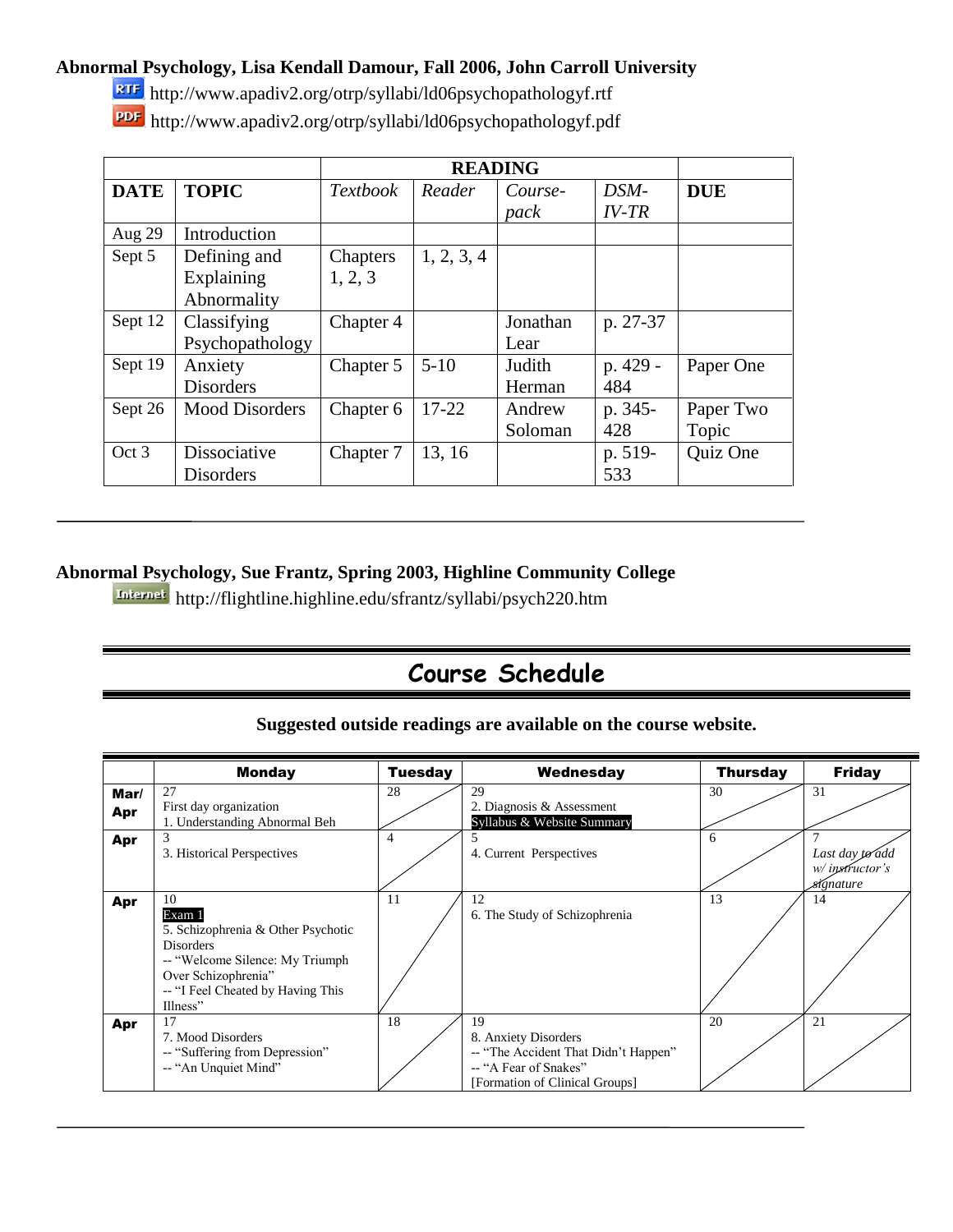**Abnormal Psychology, Lisa Kendall Damour, Fall 2006, John Carroll University**

RTF http://www.apadiv2.org/otrp/syllabi/ld06psychopathologyf.rtf

PDF http://www.apadiv2.org/otrp/syllabi/ld06psychopathologyf.pdf

| | | READING | | | | |
|---|---|---|---|---|---|---|
| **DATE** | **TOPIC** | *Textbook* | *Reader* | *Course-pack* | *DSM-IV-TR* | **DUE** |
| Aug 29 | Introduction | | | | | |
| Sept 5 | Defining and Explaining Abnormality | Chapters 1, 2, 3 | 1, 2, 3, 4 | | | |
| Sept 12 | Classifying Psychopathology | Chapter 4 | | Jonathan Lear | p. 27-37 | |
| Sept 19 | Anxiety Disorders | Chapter 5 | 5-10 | Judith Herman | p. 429 - 484 | Paper One |
| Sept 26 | Mood Disorders | Chapter 6 | 17-22 | Andrew Soloman | p. 345-428 | Paper Two Topic |
| Oct 3 | Dissociative Disorders | Chapter 7 | 13, 16 | | p. 519-533 | Quiz One |

---

**Abnormal Psychology, Sue Frantz, Spring 2003, Highline Community College**

Internet http://flightline.highline.edu/sfrantz/syllabi/psych220.htm

## Course Schedule

**Suggested outside readings are available on the course website.**

| | **Monday** | **Tuesday** | **Wednesday** | **Thursday** | **Friday** |
|---|---|---|---|---|---|
| **Mar/ Apr** | 27<br>First day organization<br>1. Understanding Abnormal Beh | 28 | 29<br>2. Diagnosis & Assessment<br>Syllabus & Website Summary | 30 | 31 |
| **Apr** | 3<br>3. Historical Perspectives | 4 | 5<br>4. Current Perspectives | 6 | 7<br>*Last day to add w/ instructor's signature* |
| **Apr** | 10<br>Exam 1<br>5. Schizophrenia & Other Psychotic Disorders<br>-- "Welcome Silence: My Triumph Over Schizophrenia"<br>-- "I Feel Cheated by Having This Illness" | 11 | 12<br>6. The Study of Schizophrenia | 13 | 14 |
| **Apr** | 17<br>7. Mood Disorders<br>-- "Suffering from Depression"<br>-- "An Unquiet Mind" | 18 | 19<br>8. Anxiety Disorders<br>-- "The Accident That Didn't Happen"<br>-- "A Fear of Snakes"<br>[Formation of Clinical Groups] | 20 | 21 |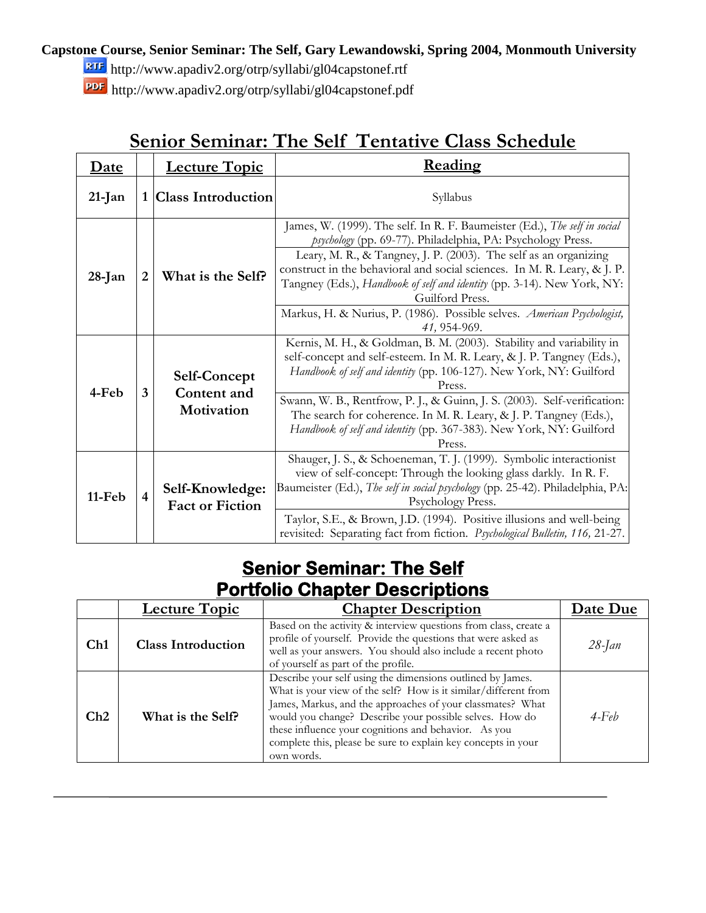**Capstone Course, Senior Seminar: The Self, Gary Lewandowski, Spring 2004, Monmouth University**

http://www.apadiv2.org/otrp/syllabi/gl04capstonef.rtf

http://www.apadiv2.org/otrp/syllabi/gl04capstonef.pdf

# Senior Seminar: The Self Tentative Class Schedule

| Date | | Lecture Topic | Reading |
|---|---|---|---|
| 21-Jan | 1 | Class Introduction | Syllabus |
| 28-Jan | 2 | What is the Self? | James, W. (1999). The self. In R. F. Baumeister (Ed.), *The self in social psychology* (pp. 69-77). Philadelphia, PA: Psychology Press. |
| | | | Leary, M. R., & Tangney, J. P. (2003). The self as an organizing construct in the behavioral and social sciences. In M. R. Leary, & J. P. Tangney (Eds.), *Handbook of self and identity* (pp. 3-14). New York, NY: Guilford Press. |
| | | | Markus, H. & Nurius, P. (1986). Possible selves. *American Psychologist, 41,* 954-969. |
| 4-Feb | 3 | Self-Concept Content and Motivation | Kernis, M. H., & Goldman, B. M. (2003). Stability and variability in self-concept and self-esteem. In M. R. Leary, & J. P. Tangney (Eds.), *Handbook of self and identity* (pp. 106-127). New York, NY: Guilford Press. |
| | | | Swann, W. B., Rentfrow, P. J., & Guinn, J. S. (2003). Self-verification: The search for coherence. In M. R. Leary, & J. P. Tangney (Eds.), *Handbook of self and identity* (pp. 367-383). New York, NY: Guilford Press. |
| 11-Feb | 4 | Self-Knowledge: Fact or Fiction | Shauger, J. S., & Schoeneman, T. J. (1999). Symbolic interactionist view of self-concept: Through the looking glass darkly. In R. F. Baumeister (Ed.), *The self in social psychology* (pp. 25-42). Philadelphia, PA: Psychology Press. |
| | | | Taylor, S.E., & Brown, J.D. (1994). Positive illusions and well-being revisited: Separating fact from fiction. *Psychological Bulletin, 116,* 21-27. |

# Senior Seminar: The Self
## Portfolio Chapter Descriptions

| | Lecture Topic | Chapter Description | Date Due |
|---|---|---|---|
| Ch1 | Class Introduction | Based on the activity & interview questions from class, create a profile of yourself. Provide the questions that were asked as well as your answers. You should also include a recent photo of yourself as part of the profile. | *28-Jan* |
| Ch2 | What is the Self? | Describe your self using the dimensions outlined by James. What is your view of the self? How is it similar/different from James, Markus, and the approaches of your classmates? What would you change? Describe your possible selves. How do these influence your cognitions and behavior. As you complete this, please be sure to explain key concepts in your own words. | *4-Feb* |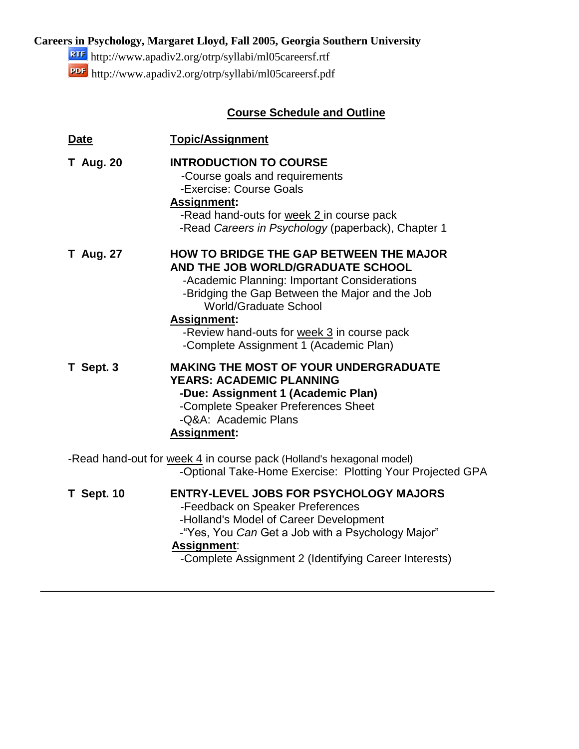**Careers in Psychology, Margaret Lloyd, Fall 2005, Georgia Southern University**

http://www.apadiv2.org/otrp/syllabi/ml05careersf.rtf

http://www.apadiv2.org/otrp/syllabi/ml05careersf.pdf

## Course Schedule and Outline

| Date | Topic/Assignment |
|---|---|
| **T Aug. 20** | **INTRODUCTION TO COURSE**<br>-Course goals and requirements<br>-Exercise: Course Goals<br>**Assignment:**<br>-Read hand-outs for week 2 in course pack<br>-Read *Careers in Psychology* (paperback), Chapter 1 |
| **T Aug. 27** | **HOW TO BRIDGE THE GAP BETWEEN THE MAJOR AND THE JOB WORLD/GRADUATE SCHOOL**<br>-Academic Planning: Important Considerations<br>-Bridging the Gap Between the Major and the Job World/Graduate School<br>**Assignment:**<br>-Review hand-outs for week 3 in course pack<br>-Complete Assignment 1 (Academic Plan) |
| **T Sept. 3** | **MAKING THE MOST OF YOUR UNDERGRADUATE YEARS: ACADEMIC PLANNING**<br>**-Due: Assignment 1 (Academic Plan)**<br>-Complete Speaker Preferences Sheet<br>-Q&A: Academic Plans<br>**Assignment:**<br>-Read hand-out for week 4 in course pack (Holland's hexagonal model)<br>-Optional Take-Home Exercise: Plotting Your Projected GPA |
| **T Sept. 10** | **ENTRY-LEVEL JOBS FOR PSYCHOLOGY MAJORS**<br>-Feedback on Speaker Preferences<br>-Holland's Model of Career Development<br>-"Yes, You *Can* Get a Job with a Psychology Major"<br>**Assignment:**<br>-Complete Assignment 2 (Identifying Career Interests) |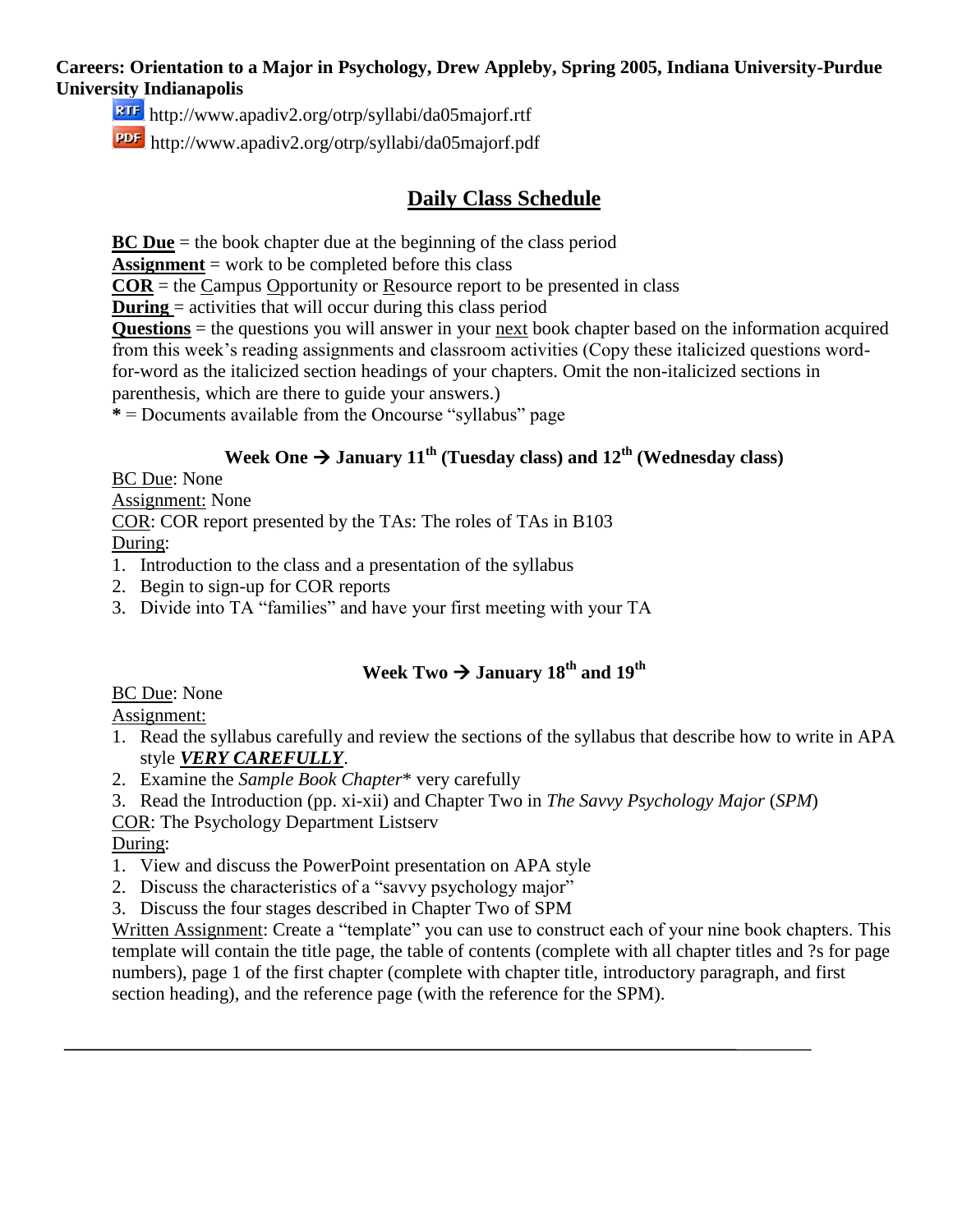**Careers: Orientation to a Major in Psychology, Drew Appleby, Spring 2005, Indiana University-Purdue University Indianapolis**

http://www.apadiv2.org/otrp/syllabi/da05majorf.rtf

http://www.apadiv2.org/otrp/syllabi/da05majorf.pdf

## Daily Class Schedule

**BC Due** = the book chapter due at the beginning of the class period
**Assignment** = work to be completed before this class
**COR** = the Campus Opportunity or Resource report to be presented in class
**During** = activities that will occur during this class period
**Questions** = the questions you will answer in your next book chapter based on the information acquired from this week's reading assignments and classroom activities (Copy these italicized questions word-for-word as the italicized section headings of your chapters. Omit the non-italicized sections in parenthesis, which are there to guide your answers.)
**\*** = Documents available from the Oncourse "syllabus" page

### Week One → January 11th (Tuesday class) and 12th (Wednesday class)

BC Due: None
Assignment: None
COR: COR report presented by the TAs: The roles of TAs in B103
During:

1. Introduction to the class and a presentation of the syllabus
2. Begin to sign-up for COR reports
3. Divide into TA "families" and have your first meeting with your TA

### Week Two → January 18th and 19th

BC Due: None
Assignment:

1. Read the syllabus carefully and review the sections of the syllabus that describe how to write in APA style ***VERY CAREFULLY***.
2. Examine the *Sample Book Chapter*\* very carefully
3. Read the Introduction (pp. xi-xii) and Chapter Two in *The Savvy Psychology Major* (*SPM*)

COR: The Psychology Department Listserv
During:

1. View and discuss the PowerPoint presentation on APA style
2. Discuss the characteristics of a "savvy psychology major"
3. Discuss the four stages described in Chapter Two of SPM

Written Assignment: Create a "template" you can use to construct each of your nine book chapters. This template will contain the title page, the table of contents (complete with all chapter titles and ?s for page numbers), page 1 of the first chapter (complete with chapter title, introductory paragraph, and first section heading), and the reference page (with the reference for the SPM).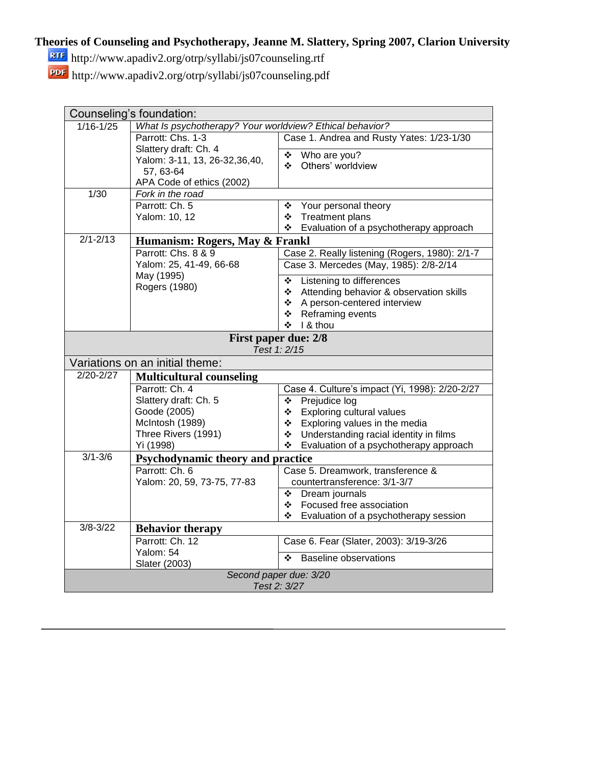**Theories of Counseling and Psychotherapy, Jeanne M. Slattery, Spring 2007, Clarion University**

http://www.apadiv2.org/otrp/syllabi/js07counseling.rtf

http://www.apadiv2.org/otrp/syllabi/js07counseling.pdf

| Counseling's foundation: | | |
|---|---|---|
| 1/16-1/25 | *What Is psychotherapy? Your worldview? Ethical behavior?* | |
| | Parrott: Chs. 1-3<br>Slattery draft: Ch. 4<br>Yalom: 3-11, 13, 26-32,36,40, 57, 63-64<br>APA Code of ethics (2002) | Case 1. Andrea and Rusty Yates: 1/23-1/30<br>❖ Who are you?<br>❖ Others' worldview |
| 1/30 | *Fork in the road* | |
| | Parrott: Ch. 5<br>Yalom: 10, 12 | ❖ Your personal theory<br>❖ Treatment plans<br>❖ Evaluation of a psychotherapy approach |
| 2/1-2/13 | **Humanism: Rogers, May & Frankl** | |
| | Parrott: Chs. 8 & 9<br>Yalom: 25, 41-49, 66-68<br>May (1995)<br>Rogers (1980) | Case 2. Really listening (Rogers, 1980): 2/1-7<br>Case 3. Mercedes (May, 1985): 2/8-2/14<br>❖ Listening to differences<br>❖ Attending behavior & observation skills<br>❖ A person-centered interview<br>❖ Reframing events<br>❖ I & thou |
| **First paper due: 2/8**<br>*Test 1: 2/15* | | |
| Variations on an initial theme: | | |
| 2/20-2/27 | **Multicultural counseling** | |
| | Parrott: Ch. 4<br>Slattery draft: Ch. 5<br>Goode (2005)<br>McIntosh (1989)<br>Three Rivers (1991)<br>Yi (1998) | Case 4. Culture's impact (Yi, 1998): 2/20-2/27<br>❖ Prejudice log<br>❖ Exploring cultural values<br>❖ Exploring values in the media<br>❖ Understanding racial identity in films<br>❖ Evaluation of a psychotherapy approach |
| 3/1-3/6 | **Psychodynamic theory and practice** | |
| | Parrott: Ch. 6<br>Yalom: 20, 59, 73-75, 77-83 | Case 5. Dreamwork, transference & countertransference: 3/1-3/7<br>❖ Dream journals<br>❖ Focused free association<br>❖ Evaluation of a psychotherapy session |
| 3/8-3/22 | **Behavior therapy** | |
| | Parrott: Ch. 12<br>Yalom: 54<br>Slater (2003) | Case 6. Fear (Slater, 2003): 3/19-3/26<br>❖ Baseline observations |
| *Second paper due: 3/20*<br>*Test 2: 3/27* | | |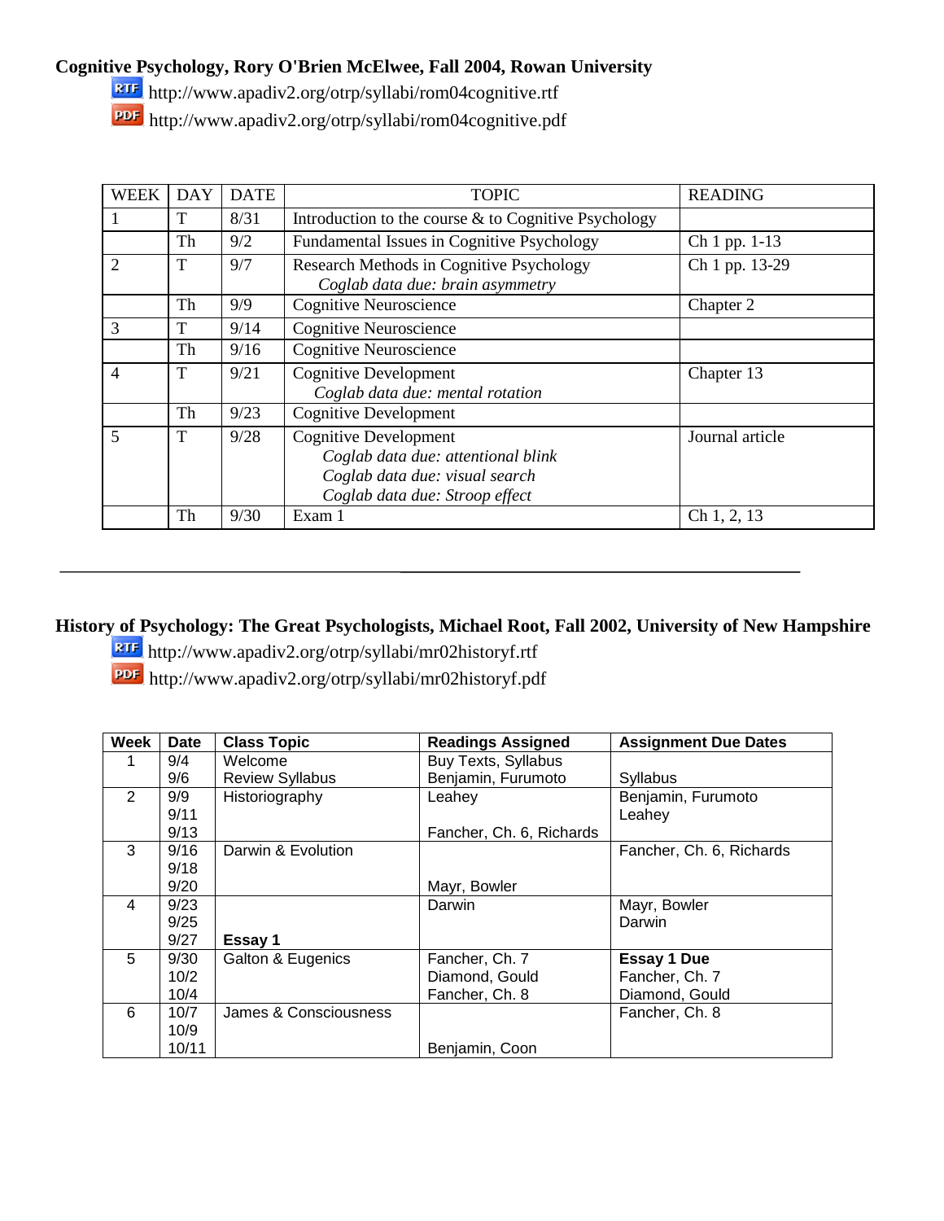**Cognitive Psychology, Rory O'Brien McElwee, Fall 2004, Rowan University**

RTF http://www.apadiv2.org/otrp/syllabi/rom04cognitive.rtf

PDF http://www.apadiv2.org/otrp/syllabi/rom04cognitive.pdf

| WEEK | DAY | DATE | TOPIC | READING |
|---|---|---|---|---|
| 1 | T | 8/31 | Introduction to the course & to Cognitive Psychology | |
| | Th | 9/2 | Fundamental Issues in Cognitive Psychology | Ch 1 pp. 1-13 |
| 2 | T | 9/7 | Research Methods in Cognitive Psychology<br>*Coglab data due: brain asymmetry* | Ch 1 pp. 13-29 |
| | Th | 9/9 | Cognitive Neuroscience | Chapter 2 |
| 3 | T | 9/14 | Cognitive Neuroscience | |
| | Th | 9/16 | Cognitive Neuroscience | |
| 4 | T | 9/21 | Cognitive Development<br>*Coglab data due: mental rotation* | Chapter 13 |
| | Th | 9/23 | Cognitive Development | |
| 5 | T | 9/28 | Cognitive Development<br>*Coglab data due: attentional blink*<br>*Coglab data due: visual search*<br>*Coglab data due: Stroop effect* | Journal article |
| | Th | 9/30 | Exam 1 | Ch 1, 2, 13 |

---

**History of Psychology: The Great Psychologists, Michael Root, Fall 2002, University of New Hampshire**

RTF http://www.apadiv2.org/otrp/syllabi/mr02historyf.rtf

PDF http://www.apadiv2.org/otrp/syllabi/mr02historyf.pdf

| Week | Date | Class Topic | Readings Assigned | Assignment Due Dates |
|---|---|---|---|---|
| 1 | 9/4<br>9/6 | Welcome<br>Review Syllabus | Buy Texts, Syllabus<br>Benjamin, Furumoto | <br>Syllabus |
| 2 | 9/9<br>9/11<br>9/13 | Historiography | Leahey<br><br>Fancher, Ch. 6, Richards | Benjamin, Furumoto<br>Leahey |
| 3 | 9/16<br>9/18<br>9/20 | Darwin & Evolution | <br><br>Mayr, Bowler | Fancher, Ch. 6, Richards |
| 4 | 9/23<br>9/25<br>9/27 | <br><br>**Essay 1** | Darwin | Mayr, Bowler<br>Darwin |
| 5 | 9/30<br>10/2<br>10/4 | Galton & Eugenics | Fancher, Ch. 7<br>Diamond, Gould<br>Fancher, Ch. 8 | **Essay 1 Due**<br>Fancher, Ch. 7<br>Diamond, Gould |
| 6 | 10/7<br>10/9<br>10/11 | James & Consciousness | <br><br>Benjamin, Coon | Fancher, Ch. 8 |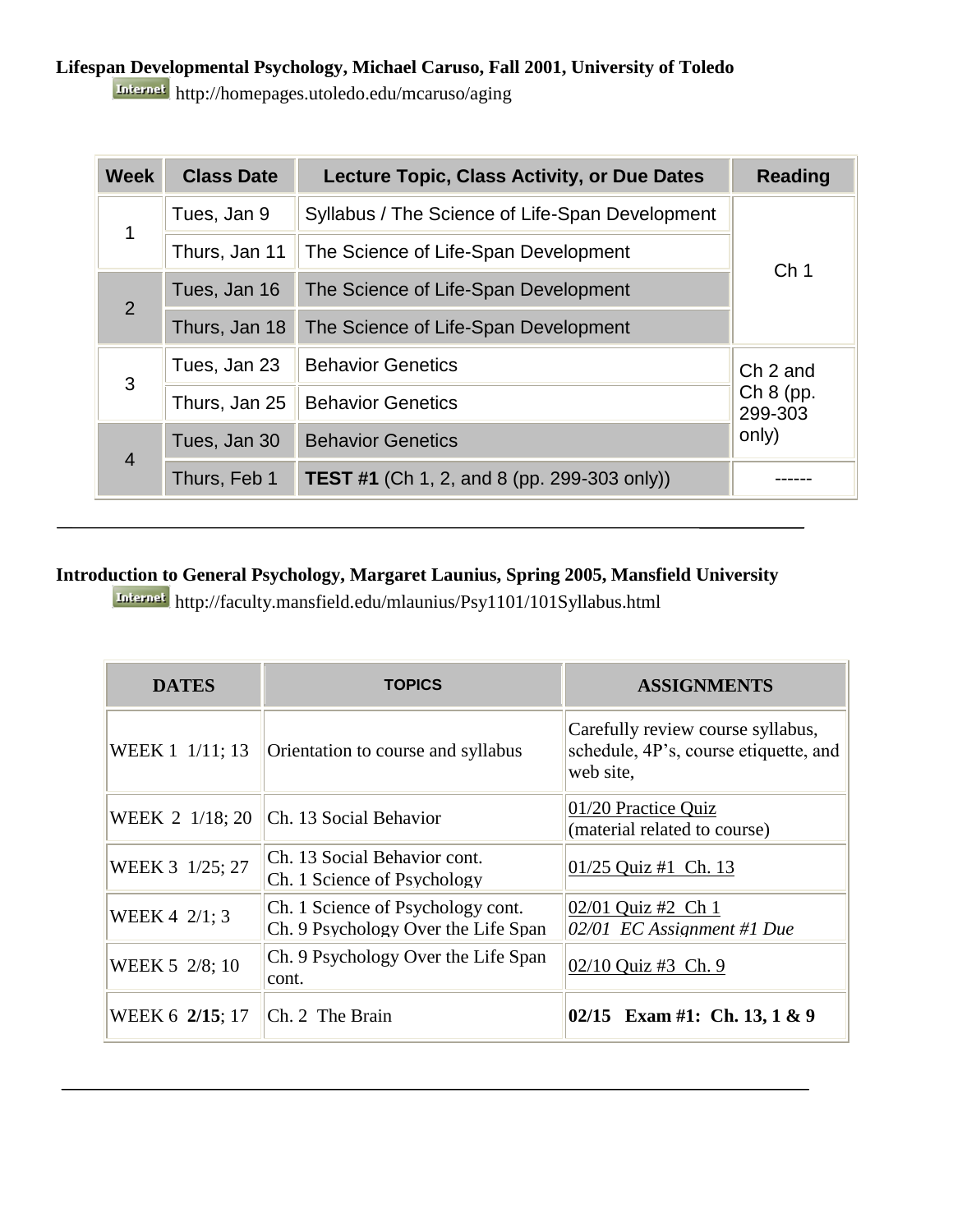**Lifespan Developmental Psychology, Michael Caruso, Fall 2001, University of Toledo**

Internet http://homepages.utoledo.edu/mcaruso/aging

| Week | Class Date | Lecture Topic, Class Activity, or Due Dates | Reading |
|---|---|---|---|
| 1 | Tues, Jan 9 | Syllabus / The Science of Life-Span Development | Ch 1 |
| | Thurs, Jan 11 | The Science of Life-Span Development | |
| 2 | Tues, Jan 16 | The Science of Life-Span Development | |
| | Thurs, Jan 18 | The Science of Life-Span Development | |
| 3 | Tues, Jan 23 | Behavior Genetics | Ch 2 and Ch 8 (pp. 299-303 only) |
| | Thurs, Jan 25 | Behavior Genetics | |
| 4 | Tues, Jan 30 | Behavior Genetics | |
| | Thurs, Feb 1 | **TEST #1** (Ch 1, 2, and 8 (pp. 299-303 only)) | ------ |

---

**Introduction to General Psychology, Margaret Launius, Spring 2005, Mansfield University**

Internet http://faculty.mansfield.edu/mlaunius/Psy1101/101Syllabus.html

| DATES | TOPICS | ASSIGNMENTS |
|---|---|---|
| WEEK 1 1/11; 13 | Orientation to course and syllabus | Carefully review course syllabus, schedule, 4P's, course etiquette, and web site, |
| WEEK 2 1/18; 20 | Ch. 13 Social Behavior | 01/20 Practice Quiz (material related to course) |
| WEEK 3 1/25; 27 | Ch. 13 Social Behavior cont.<br>Ch. 1 Science of Psychology | 01/25 Quiz #1 Ch. 13 |
| WEEK 4 2/1; 3 | Ch. 1 Science of Psychology cont.<br>Ch. 9 Psychology Over the Life Span | 02/01 Quiz #2 Ch 1<br>*02/01 EC Assignment #1 Due* |
| WEEK 5 2/8; 10 | Ch. 9 Psychology Over the Life Span cont. | 02/10 Quiz #3 Ch. 9 |
| WEEK 6 **2/15**; 17 | Ch. 2 The Brain | **02/15 Exam #1: Ch. 13, 1 & 9** |

---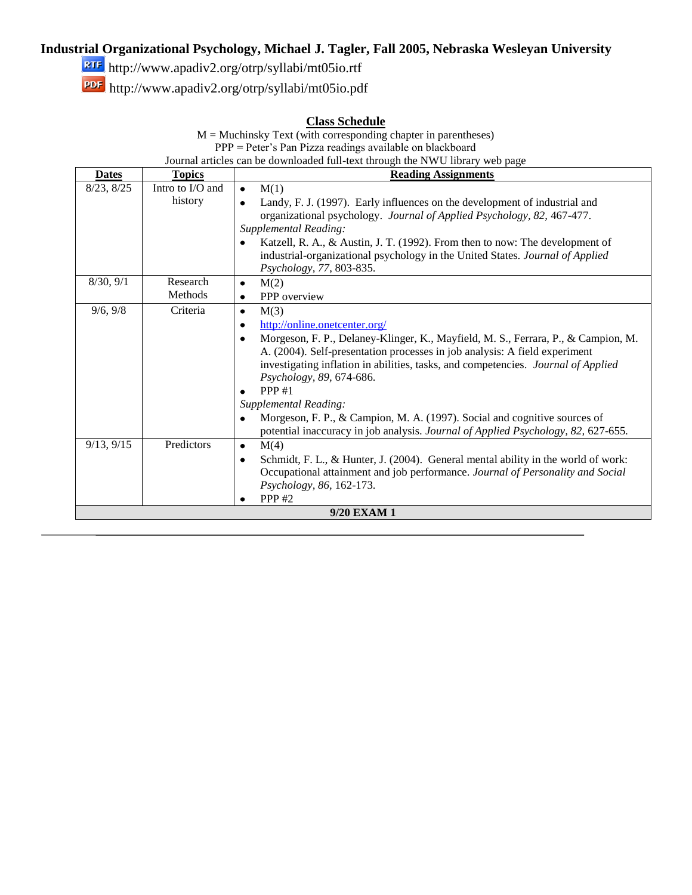**Industrial Organizational Psychology, Michael J. Tagler, Fall 2005, Nebraska Wesleyan University**

http://www.apadiv2.org/otrp/syllabi/mt05io.rtf

http://www.apadiv2.org/otrp/syllabi/mt05io.pdf

## Class Schedule

M = Muchinsky Text (with corresponding chapter in parentheses)
PPP = Peter's Pan Pizza readings available on blackboard
Journal articles can be downloaded full-text through the NWU library web page

| Dates | Topics | Reading Assignments |
|---|---|---|
| 8/23, 8/25 | Intro to I/O and history | • M(1)<br>• Landy, F. J. (1997). Early influences on the development of industrial and organizational psychology. *Journal of Applied Psychology, 82*, 467-477.<br>*Supplemental Reading:*<br>• Katzell, R. A., & Austin, J. T. (1992). From then to now: The development of industrial-organizational psychology in the United States. *Journal of Applied Psychology, 77*, 803-835. |
| 8/30, 9/1 | Research Methods | • M(2)<br>• PPP overview |
| 9/6, 9/8 | Criteria | • M(3)<br>• http://online.onetcenter.org/<br>• Morgeson, F. P., Delaney-Klinger, K., Mayfield, M. S., Ferrara, P., & Campion, M. A. (2004). Self-presentation processes in job analysis: A field experiment investigating inflation in abilities, tasks, and competencies. *Journal of Applied Psychology, 89*, 674-686.<br>• PPP #1<br>*Supplemental Reading:*<br>• Morgeson, F. P., & Campion, M. A. (1997). Social and cognitive sources of potential inaccuracy in job analysis. *Journal of Applied Psychology, 82*, 627-655. |
| 9/13, 9/15 | Predictors | • M(4)<br>• Schmidt, F. L., & Hunter, J. (2004). General mental ability in the world of work: Occupational attainment and job performance. *Journal of Personality and Social Psychology, 86*, 162-173.<br>• PPP #2 |
| **9/20 EXAM 1** | | |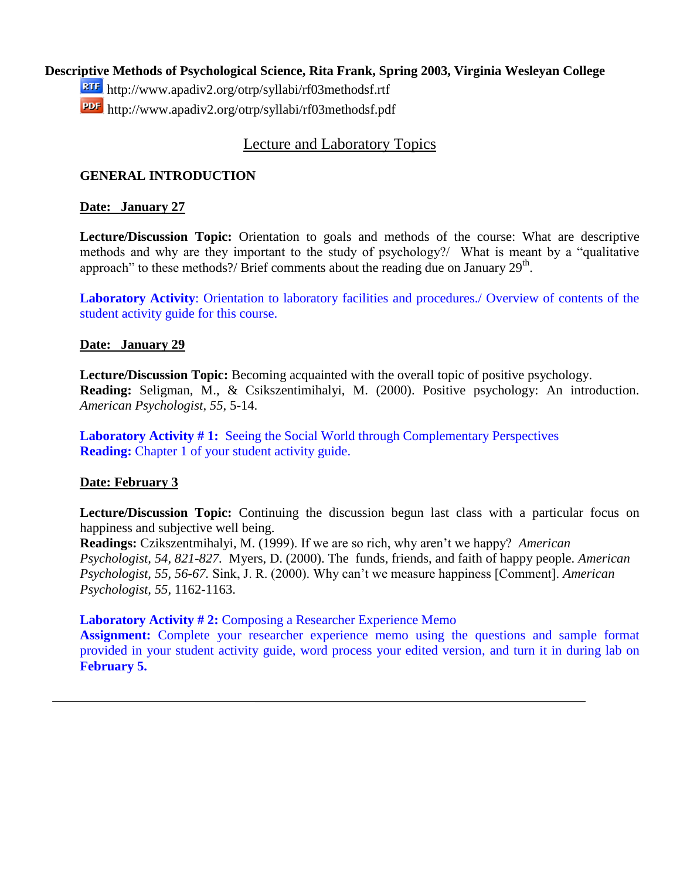**Descriptive Methods of Psychological Science, Rita Frank, Spring 2003, Virginia Wesleyan College**

RTF http://www.apadiv2.org/otrp/syllabi/rf03methodsf.rtf

PDF http://www.apadiv2.org/otrp/syllabi/rf03methodsf.pdf

## Lecture and Laboratory Topics

### GENERAL INTRODUCTION

**Date: January 27**

**Lecture/Discussion Topic:** Orientation to goals and methods of the course: What are descriptive methods and why are they important to the study of psychology?/ What is meant by a "qualitative approach" to these methods?/ Brief comments about the reading due on January 29th.

**Laboratory Activity**: Orientation to laboratory facilities and procedures./ Overview of contents of the student activity guide for this course.

**Date: January 29**

**Lecture/Discussion Topic:** Becoming acquainted with the overall topic of positive psychology.
**Reading:** Seligman, M., & Csikszentimihalyi, M. (2000). Positive psychology: An introduction. *American Psychologist*, *55*, 5-14.

**Laboratory Activity # 1:** Seeing the Social World through Complementary Perspectives
**Reading:** Chapter 1 of your student activity guide.

**Date: February 3**

**Lecture/Discussion Topic:** Continuing the discussion begun last class with a particular focus on happiness and subjective well being.
**Readings:** Czikszentmihalyi, M. (1999). If we are so rich, why aren't we happy? *American Psychologist, 54, 821-827.* Myers, D. (2000). The funds, friends, and faith of happy people. *American Psychologist, 55, 56-67.* Sink, J. R. (2000). Why can't we measure happiness [Comment]. *American Psychologist, 55,* 1162-1163.

**Laboratory Activity # 2:** Composing a Researcher Experience Memo
**Assignment:** Complete your researcher experience memo using the questions and sample format provided in your student activity guide, word process your edited version, and turn it in during lab on **February 5.**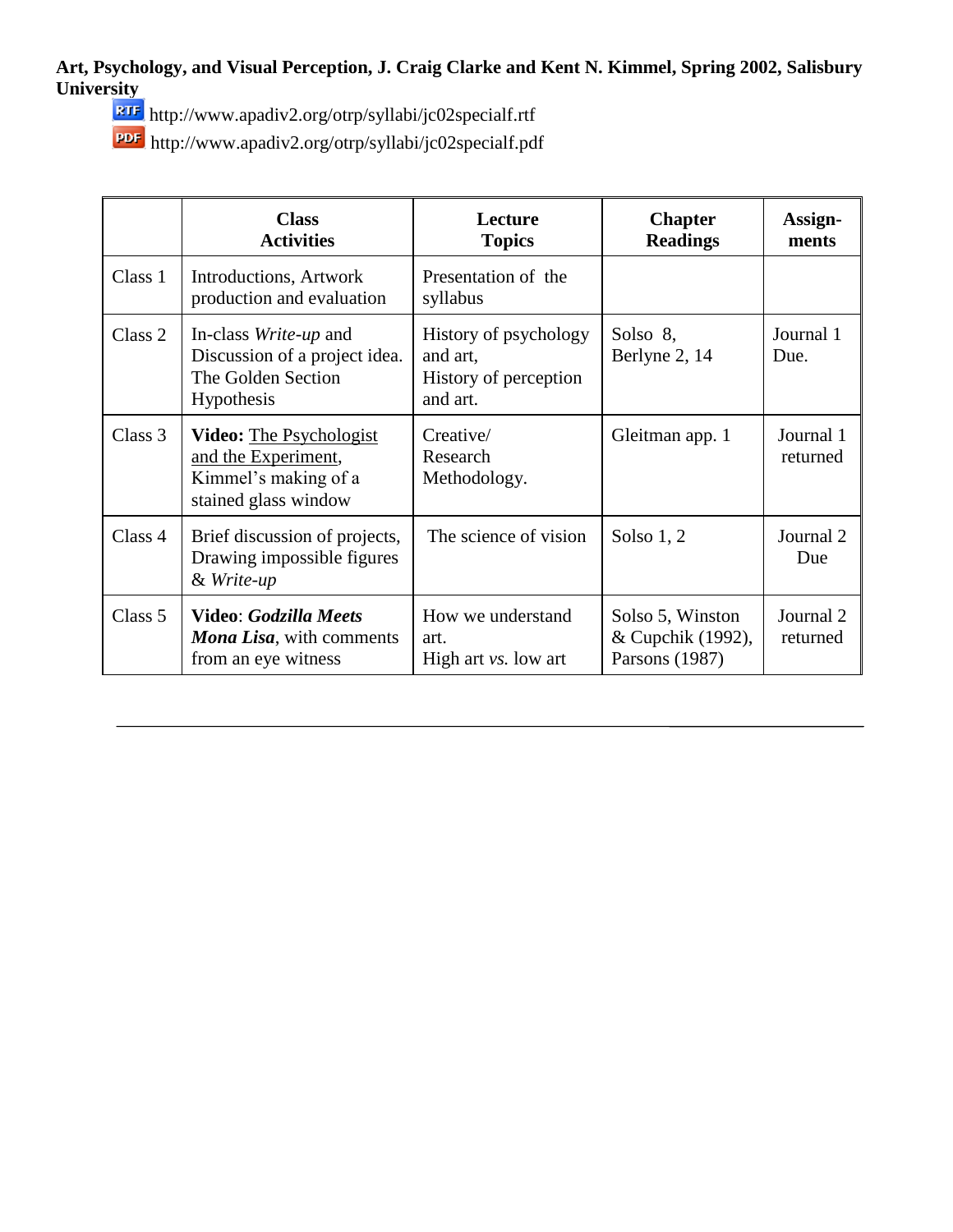**Art, Psychology, and Visual Perception, J. Craig Clarke and Kent N. Kimmel, Spring 2002, Salisbury University**

http://www.apadiv2.org/otrp/syllabi/jc02specialf.rtf

http://www.apadiv2.org/otrp/syllabi/jc02specialf.pdf

| | Class Activities | Lecture Topics | Chapter Readings | Assign-ments |
|---|---|---|---|---|
| Class 1 | Introductions, Artwork production and evaluation | Presentation of the syllabus | | |
| Class 2 | In-class *Write-up* and Discussion of a project idea. The Golden Section Hypothesis | History of psychology and art, History of perception and art. | Solso 8, Berlyne 2, 14 | Journal 1 Due. |
| Class 3 | **Video:** The Psychologist and the Experiment, Kimmel's making of a stained glass window | Creative/ Research Methodology. | Gleitman app. 1 | Journal 1 returned |
| Class 4 | Brief discussion of projects, Drawing impossible figures & *Write-up* | The science of vision | Solso 1, 2 | Journal 2 Due |
| Class 5 | **Video**: ***Godzilla Meets Mona Lisa***, with comments from an eye witness | How we understand art. High art *vs.* low art | Solso 5, Winston & Cupchik (1992), Parsons (1987) | Journal 2 returned |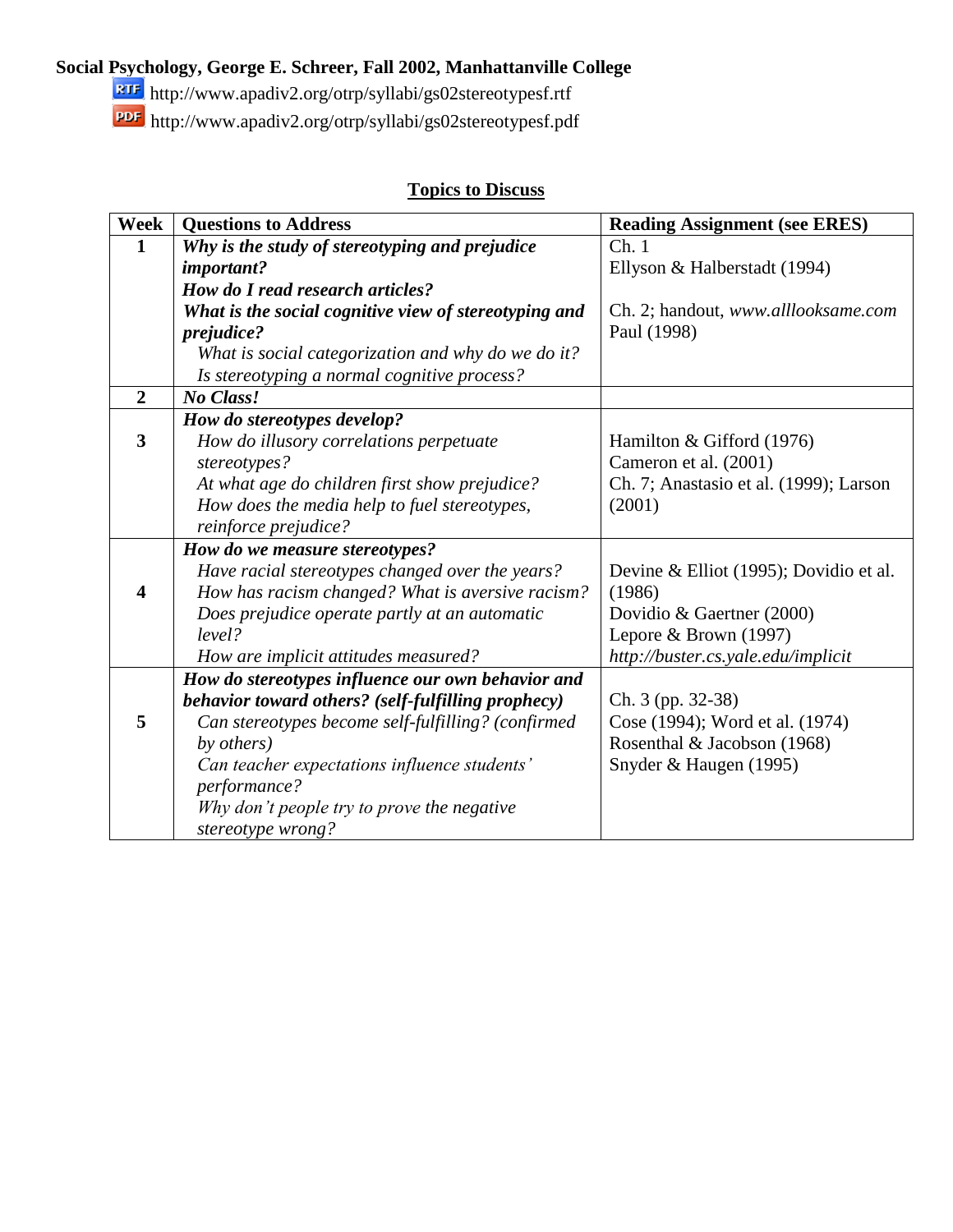**Social Psychology, George E. Schreer, Fall 2002, Manhattanville College**

http://www.apadiv2.org/otrp/syllabi/gs02stereotypesf.rtf

http://www.apadiv2.org/otrp/syllabi/gs02stereotypesf.pdf

## Topics to Discuss

| Week | Questions to Address | Reading Assignment (see ERES) |
|---|---|---|
| 1 | ***Why is the study of stereotyping and prejudice important?***<br>***How do I read research articles?***<br>***What is the social cognitive view of stereotyping and prejudice?***<br>*What is social categorization and why do we do it?*<br>*Is stereotyping a normal cognitive process?* | Ch. 1<br>Ellyson & Halberstadt (1994)<br><br>Ch. 2; handout, *www.alllooksame.com*<br>Paul (1998) |
| 2 | ***No Class!*** | |
| 3 | ***How do stereotypes develop?***<br>*How do illusory correlations perpetuate stereotypes?*<br>*At what age do children first show prejudice?*<br>*How does the media help to fuel stereotypes, reinforce prejudice?* | Hamilton & Gifford (1976)<br>Cameron et al. (2001)<br>Ch. 7; Anastasio et al. (1999); Larson (2001) |
| 4 | ***How do we measure stereotypes?***<br>*Have racial stereotypes changed over the years?*<br>*How has racism changed? What is aversive racism?*<br>*Does prejudice operate partly at an automatic level?*<br>*How are implicit attitudes measured?* | Devine & Elliot (1995); Dovidio et al. (1986)<br>Dovidio & Gaertner (2000)<br>Lepore & Brown (1997)<br>*http://buster.cs.yale.edu/implicit* |
| 5 | ***How do stereotypes influence our own behavior and behavior toward others? (self-fulfilling prophecy)***<br>*Can stereotypes become self-fulfilling? (confirmed by others)*<br>*Can teacher expectations influence students' performance?*<br>*Why don't people try to prove the negative stereotype wrong?* | Ch. 3 (pp. 32-38)<br>Cose (1994); Word et al. (1974)<br>Rosenthal & Jacobson (1968)<br>Snyder & Haugen (1995) |